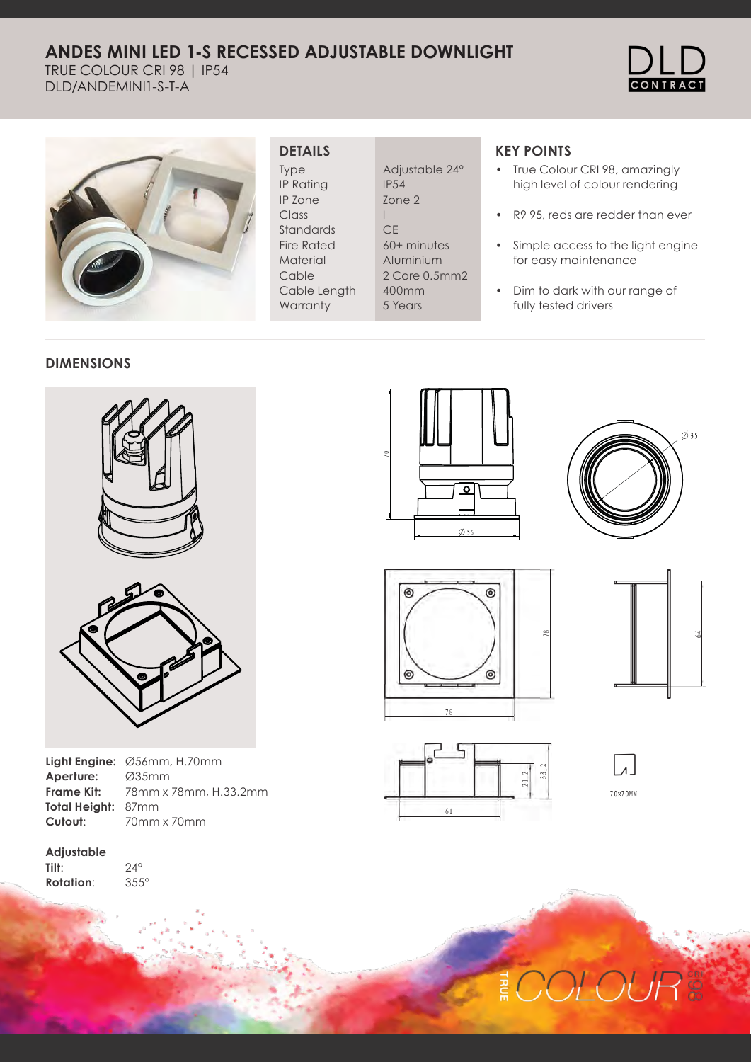# ANDES MINI LED 1-S RECESSED ADJUSTABLE DOWNLIGHT

TRUE COLOUR CRI 98 | IP54
DLD/ANDEMINI1-S-T-A

## DETAILS

| | |
|---|---|
| Type | Adjustable 24° |
| IP Rating | IP54 |
| IP Zone | Zone 2 |
| Class | I |
| Standards | CE |
| Fire Rated | 60+ minutes |
| Material | Aluminium |
| Cable | 2 Core 0.5mm2 |
| Cable Length | 400mm |
| Warranty | 5 Years |

## KEY POINTS

- True Colour CRI 98, amazingly high level of colour rendering
- R9 95, reds are redder than ever
- Simple access to the light engine for easy maintenance
- Dim to dark with our range of fully tested drivers

## DIMENSIONS

**Light Engine:** Ø56mm, H.70mm
**Aperture:** Ø35mm
**Frame Kit:** 78mm x 78mm, H.33.2mm
**Total Height:** 87mm
**Cutout**: 70mm x 70mm

**Adjustable**
**Tilt**: 24°
**Rotation**: 355°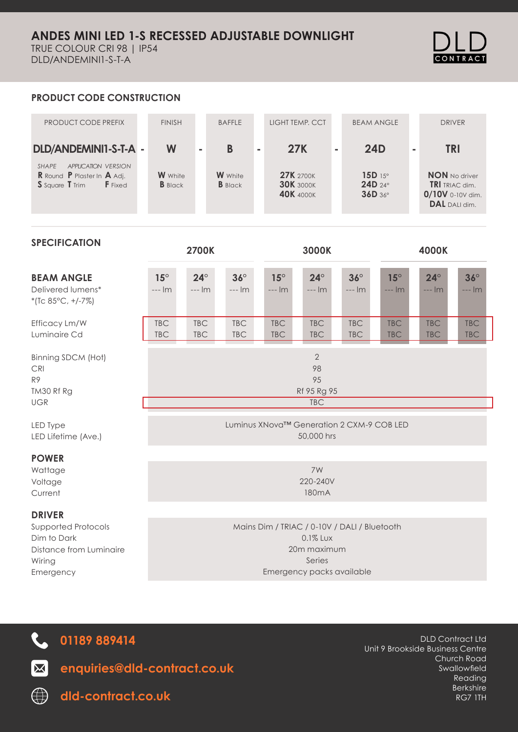# ANDES MINI LED 1-S RECESSED ADJUSTABLE DOWNLIGHT

TRUE COLOUR CRI 98 | IP54
DLD/ANDEMINI1-S-T-A

## PRODUCT CODE CONSTRUCTION

| PRODUCT CODE PREFIX | FINISH | BAFFLE | LIGHT TEMP. CCT | BEAM ANGLE | DRIVER |
|---|---|---|---|---|---|
| **DLD/ANDEMINI1-S-T-A** - | **W** - | **B** - | **27K** - | **24D** - | **TRI** |
| *SHAPE* **R** Round **S** Square; *APPLICATION* **P** Plaster In **T** Trim; *VERSION* **A** Adj. **F** Fixed | **W** White **B** Black | **W** White **B** Black | **27K** 2700K **30K** 3000K **40K** 4000K | **15D** 15° **24D** 24° **36D** 36° | **NON** No driver **TRI** TRIAC dim. **0/10V** 0-10V dim. **DAL** DALI dim. |

## SPECIFICATION

| | 2700K | | | 3000K | | | 4000K | | |
|---|---|---|---|---|---|---|---|---|---|
| **BEAM ANGLE** | 15° | 24° | 36° | 15° | 24° | 36° | 15° | 24° | 36° |
| Delivered lumens* *(Tc 85°C, +/-7%) | --- lm | --- lm | --- lm | --- lm | --- lm | --- lm | --- lm | --- lm | --- lm |
| Efficacy Lm/W | TBC | TBC | TBC | TBC | TBC | TBC | TBC | TBC | TBC |
| Luminaire Cd | TBC | TBC | TBC | TBC | TBC | TBC | TBC | TBC | TBC |
| Binning SDCM (Hot) | 2 | | | | | | | | |
| CRI | 98 | | | | | | | | |
| R9 | 95 | | | | | | | | |
| TM30 Rf Rg | Rf 95 Rg 95 | | | | | | | | |
| UGR | TBC | | | | | | | | |
| LED Type | Luminus XNova™ Generation 2 CXM-9 COB LED | | | | | | | | |
| LED Lifetime (Ave.) | 50,000 hrs | | | | | | | | |
| **POWER** | | | | | | | | | |
| Wattage | 7W | | | | | | | | |
| Voltage | 220-240V | | | | | | | | |
| Current | 180mA | | | | | | | | |
| **DRIVER** | | | | | | | | | |
| Supported Protocols | Mains Dim / TRIAC / 0-10V / DALI / Bluetooth | | | | | | | | |
| Dim to Dark | 0.1% Lux | | | | | | | | |
| Distance from Luminaire | 20m maximum | | | | | | | | |
| Wiring | Series | | | | | | | | |
| Emergency | Emergency packs available | | | | | | | | |

**01189 889414**

**enquiries@dld-contract.co.uk**

**dld-contract.co.uk**

DLD Contract Ltd
Unit 9 Brookside Business Centre
Church Road
Swallowfield
Reading
Berkshire
RG7 1TH